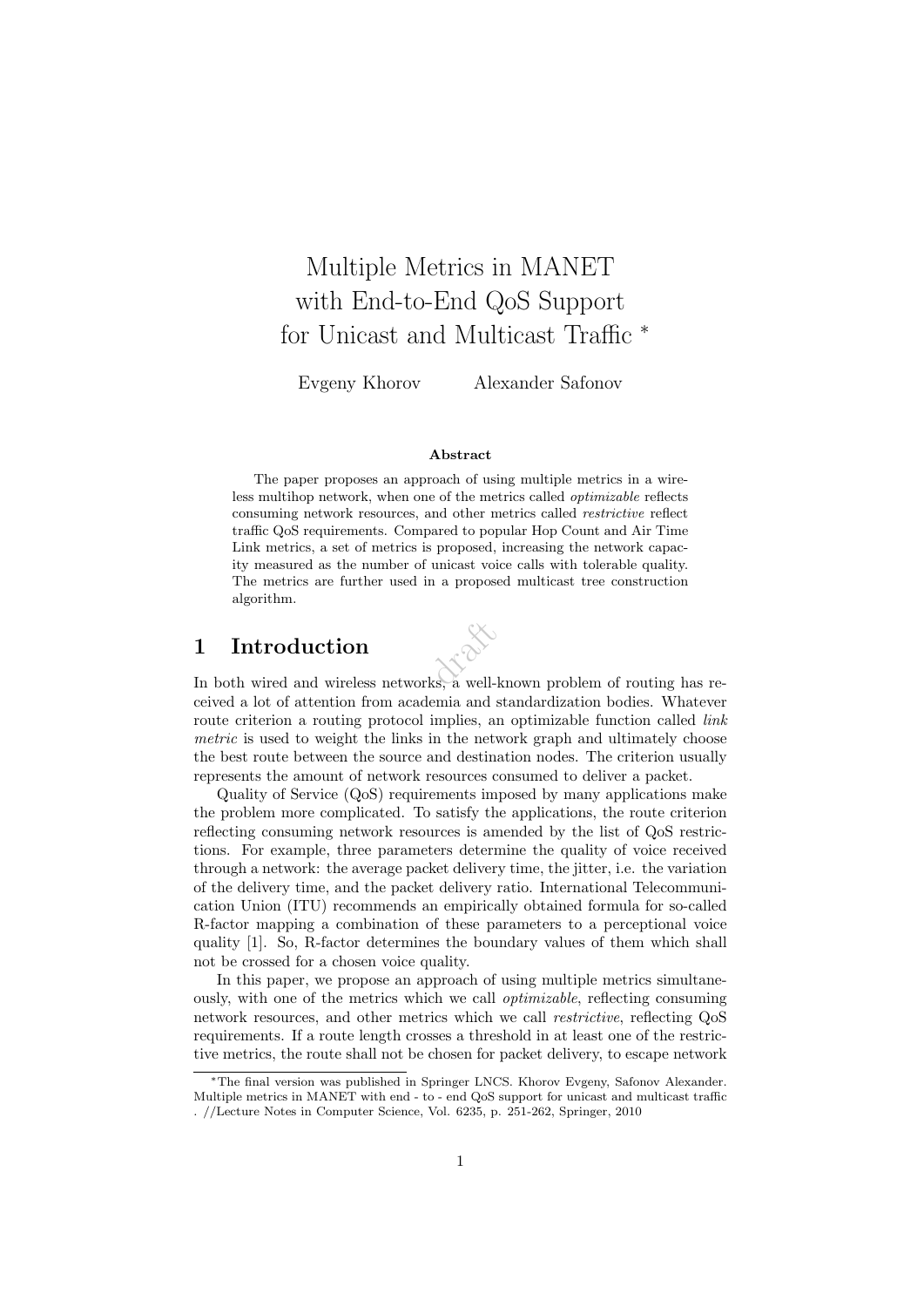# Multiple Metrics in MANET with End-to-End QoS Support for Unicast and Multicast Traffic *

Evgeny Khorov Alexander Safonov

**Abstract**

The paper proposes an approach of using multiple metrics in a wireless multihop network, when one of the metrics called *optimizable* reflects consuming network resources, and other metrics called *restrictive* reflect traffic QoS requirements. Compared to popular Hop Count and Air Time Link metrics, a set of metrics is proposed, increasing the network capacity measured as the number of unicast voice calls with tolerable quality. The metrics are further used in a proposed multicast tree construction algorithm.

## 1 Introduction

In both wired and wireless networks, a well-known problem of routing has received a lot of attention from academia and standardization bodies. Whatever route criterion a routing protocol implies, an optimizable function called *link metric* is used to weight the links in the network graph and ultimately choose the best route between the source and destination nodes. The criterion usually represents the amount of network resources consumed to deliver a packet.

Quality of Service (QoS) requirements imposed by many applications make the problem more complicated. To satisfy the applications, the route criterion reflecting consuming network resources is amended by the list of QoS restrictions. For example, three parameters determine the quality of voice received through a network: the average packet delivery time, the jitter, i.e. the variation of the delivery time, and the packet delivery ratio. International Telecommunication Union (ITU) recommends an empirically obtained formula for so-called R-factor mapping a combination of these parameters to a perceptional voice quality [1]. So, R-factor determines the boundary values of them which shall not be crossed for a chosen voice quality.

In this paper, we propose an approach of using multiple metrics simultaneously, with one of the metrics which we call *optimizable*, reflecting consuming network resources, and other metrics which we call *restrictive*, reflecting QoS requirements. If a route length crosses a threshold in at least one of the restrictive metrics, the route shall not be chosen for packet delivery, to escape network

*The final version was published in Springer LNCS. Khorov Evgeny, Safonov Alexander. Multiple metrics in MANET with end - to - end QoS support for unicast and multicast traffic . //Lecture Notes in Computer Science, Vol. 6235, p. 251-262, Springer, 2010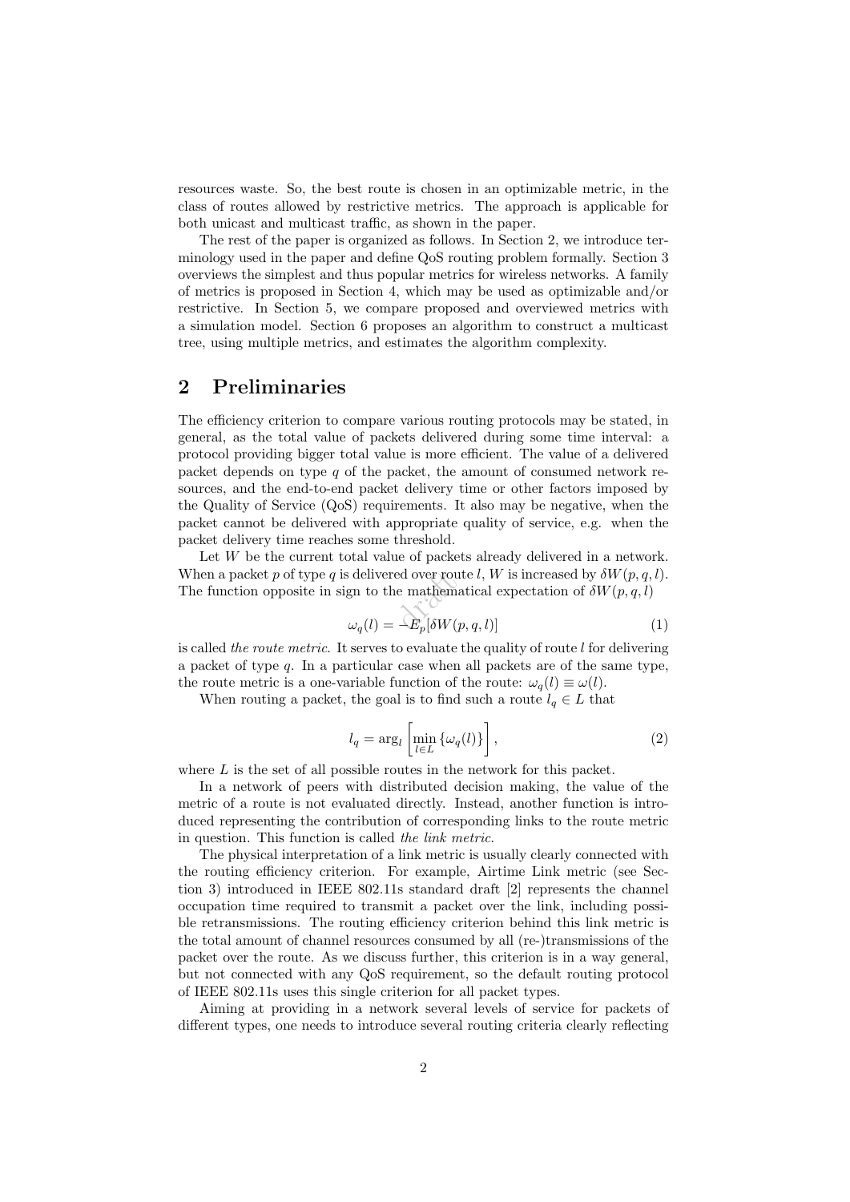resources waste. So, the best route is chosen in an optimizable metric, in the class of routes allowed by restrictive metrics. The approach is applicable for both unicast and multicast traffic, as shown in the paper.

The rest of the paper is organized as follows. In Section 2, we introduce terminology used in the paper and define QoS routing problem formally. Section 3 overviews the simplest and thus popular metrics for wireless networks. A family of metrics is proposed in Section 4, which may be used as optimizable and/or restrictive. In Section 5, we compare proposed and overviewed metrics with a simulation model. Section 6 proposes an algorithm to construct a multicast tree, using multiple metrics, and estimates the algorithm complexity.

## 2 Preliminaries

The efficiency criterion to compare various routing protocols may be stated, in general, as the total value of packets delivered during some time interval: a protocol providing bigger total value is more efficient. The value of a delivered packet depends on type $q$ of the packet, the amount of consumed network resources, and the end-to-end packet delivery time or other factors imposed by the Quality of Service (QoS) requirements. It also may be negative, when the packet cannot be delivered with appropriate quality of service, e.g. when the packet delivery time reaches some threshold.

Let $W$ be the current total value of packets already delivered in a network. When a packet $p$ of type $q$ is delivered over route $l$, $W$ is increased by $\delta W(p, q, l)$. The function opposite in sign to the mathematical expectation of $\delta W(p, q, l)$

$$\omega_q(l) = -E_p[\delta W(p, q, l)] \tag{1}$$

is called *the route metric*. It serves to evaluate the quality of route $l$ for delivering a packet of type $q$. In a particular case when all packets are of the same type, the route metric is a one-variable function of the route: $\omega_q(l) \equiv \omega(l)$.

When routing a packet, the goal is to find such a route $l_q \in L$ that

$$l_q = \arg_l \left[ \min_{l \in L} \{\omega_q(l)\} \right], \tag{2}$$

where $L$ is the set of all possible routes in the network for this packet.

In a network of peers with distributed decision making, the value of the metric of a route is not evaluated directly. Instead, another function is introduced representing the contribution of corresponding links to the route metric in question. This function is called *the link metric*.

The physical interpretation of a link metric is usually clearly connected with the routing efficiency criterion. For example, Airtime Link metric (see Section 3) introduced in IEEE 802.11s standard draft [2] represents the channel occupation time required to transmit a packet over the link, including possible retransmissions. The routing efficiency criterion behind this link metric is the total amount of channel resources consumed by all (re-)transmissions of the packet over the route. As we discuss further, this criterion is in a way general, but not connected with any QoS requirement, so the default routing protocol of IEEE 802.11s uses this single criterion for all packet types.

Aiming at providing in a network several levels of service for packets of different types, one needs to introduce several routing criteria clearly reflecting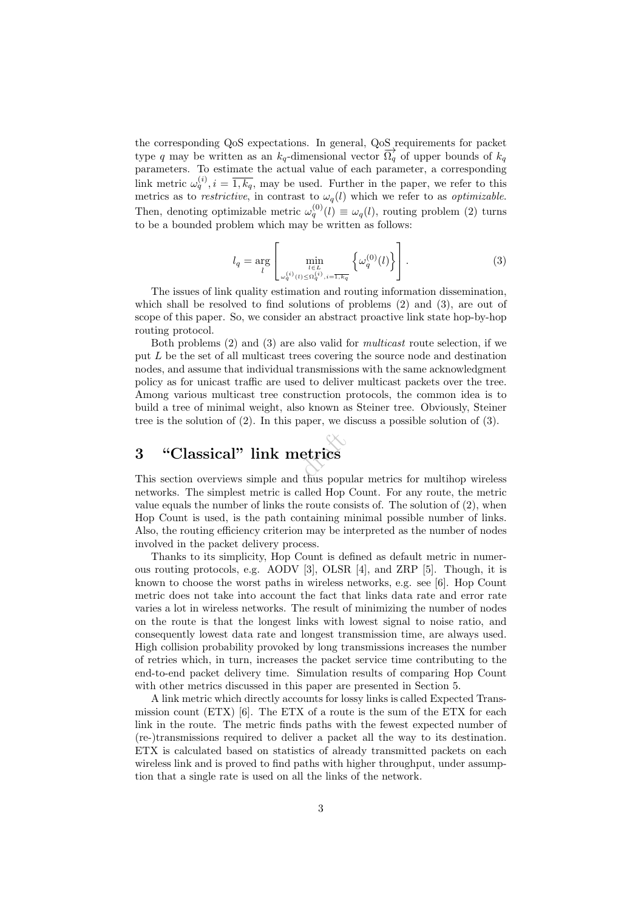the corresponding QoS expectations. In general, QoS requirements for packet type $q$ may be written as an $k_q$-dimensional vector $\overrightarrow{\Omega_q}$ of upper bounds of $k_q$ parameters. To estimate the actual value of each parameter, a corresponding link metric $\omega_q^{(i)}, i = \overline{1, k_q}$, may be used. Further in the paper, we refer to this metrics as to *restrictive*, in contrast to $\omega_q(l)$ which we refer to as *optimizable*. Then, denoting optimizable metric $\omega_q^{(0)}(l) \equiv \omega_q(l)$, routing problem (2) turns to be a bounded problem which may be written as follows:

$$l_q = \arg_l \left[ \min_{\substack{l \in L \\ \omega_q^{(i)}(l) \le \Omega_q^{(i)}, i=\overline{1,k_q}}} \left\{ \omega_q^{(0)}(l) \right\} \right]. \tag{3}$$

The issues of link quality estimation and routing information dissemination, which shall be resolved to find solutions of problems (2) and (3), are out of scope of this paper. So, we consider an abstract proactive link state hop-by-hop routing protocol.

Both problems (2) and (3) are also valid for *multicast* route selection, if we put $L$ be the set of all multicast trees covering the source node and destination nodes, and assume that individual transmissions with the same acknowledgment policy as for unicast traffic are used to deliver multicast packets over the tree. Among various multicast tree construction protocols, the common idea is to build a tree of minimal weight, also known as Steiner tree. Obviously, Steiner tree is the solution of (2). In this paper, we discuss a possible solution of (3).

# 3 "Classical" link metrics

This section overviews simple and thus popular metrics for multihop wireless networks. The simplest metric is called Hop Count. For any route, the metric value equals the number of links the route consists of. The solution of (2), when Hop Count is used, is the path containing minimal possible number of links. Also, the routing efficiency criterion may be interpreted as the number of nodes involved in the packet delivery process.

Thanks to its simplicity, Hop Count is defined as default metric in numerous routing protocols, e.g. AODV [3], OLSR [4], and ZRP [5]. Though, it is known to choose the worst paths in wireless networks, e.g. see [6]. Hop Count metric does not take into account the fact that links data rate and error rate varies a lot in wireless networks. The result of minimizing the number of nodes on the route is that the longest links with lowest signal to noise ratio, and consequently lowest data rate and longest transmission time, are always used. High collision probability provoked by long transmissions increases the number of retries which, in turn, increases the packet service time contributing to the end-to-end packet delivery time. Simulation results of comparing Hop Count with other metrics discussed in this paper are presented in Section 5.

A link metric which directly accounts for lossy links is called Expected Transmission count (ETX) [6]. The ETX of a route is the sum of the ETX for each link in the route. The metric finds paths with the fewest expected number of (re-)transmissions required to deliver a packet all the way to its destination. ETX is calculated based on statistics of already transmitted packets on each wireless link and is proved to find paths with higher throughput, under assumption that a single rate is used on all the links of the network.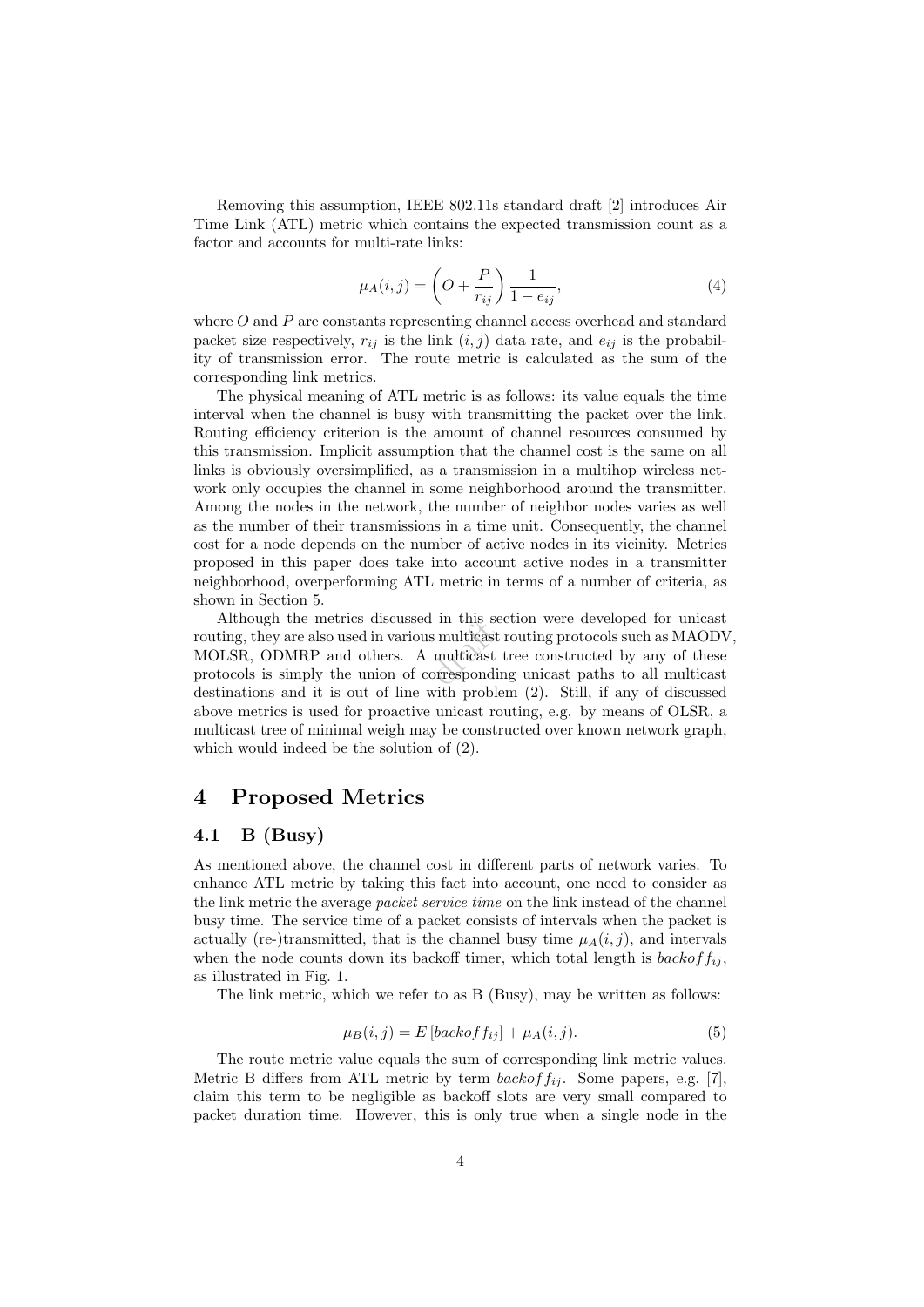Removing this assumption, IEEE 802.11s standard draft [2] introduces Air Time Link (ATL) metric which contains the expected transmission count as a factor and accounts for multi-rate links:

$$\mu_A(i,j) = \left( O + \frac{P}{r_{ij}} \right) \frac{1}{1 - e_{ij}}, \tag{4}$$

where $O$ and $P$ are constants representing channel access overhead and standard packet size respectively, $r_{ij}$ is the link $(i,j)$ data rate, and $e_{ij}$ is the probability of transmission error. The route metric is calculated as the sum of the corresponding link metrics.

The physical meaning of ATL metric is as follows: its value equals the time interval when the channel is busy with transmitting the packet over the link. Routing efficiency criterion is the amount of channel resources consumed by this transmission. Implicit assumption that the channel cost is the same on all links is obviously oversimplified, as a transmission in a multihop wireless network only occupies the channel in some neighborhood around the transmitter. Among the nodes in the network, the number of neighbor nodes varies as well as the number of their transmissions in a time unit. Consequently, the channel cost for a node depends on the number of active nodes in its vicinity. Metrics proposed in this paper does take into account active nodes in a transmitter neighborhood, overperforming ATL metric in terms of a number of criteria, as shown in Section 5.

Although the metrics discussed in this section were developed for unicast routing, they are also used in various multicast routing protocols such as MAODV, MOLSR, ODMRP and others. A multicast tree constructed by any of these protocols is simply the union of corresponding unicast paths to all multicast destinations and it is out of line with problem (2). Still, if any of discussed above metrics is used for proactive unicast routing, e.g. by means of OLSR, a multicast tree of minimal weigh may be constructed over known network graph, which would indeed be the solution of (2).

# 4 Proposed Metrics

## 4.1 B (Busy)

As mentioned above, the channel cost in different parts of network varies. To enhance ATL metric by taking this fact into account, one need to consider as the link metric the average *packet service time* on the link instead of the channel busy time. The service time of a packet consists of intervals when the packet is actually (re-)transmitted, that is the channel busy time $\mu_A(i,j)$, and intervals when the node counts down its backoff timer, which total length is $backoff_{ij}$, as illustrated in Fig. 1.

The link metric, which we refer to as B (Busy), may be written as follows:

$$\mu_B(i,j) = E\left[backoff_{ij}\right] + \mu_A(i,j). \tag{5}$$

The route metric value equals the sum of corresponding link metric values. Metric B differs from ATL metric by term $backoff_{ij}$. Some papers, e.g. [7], claim this term to be negligible as backoff slots are very small compared to packet duration time. However, this is only true when a single node in the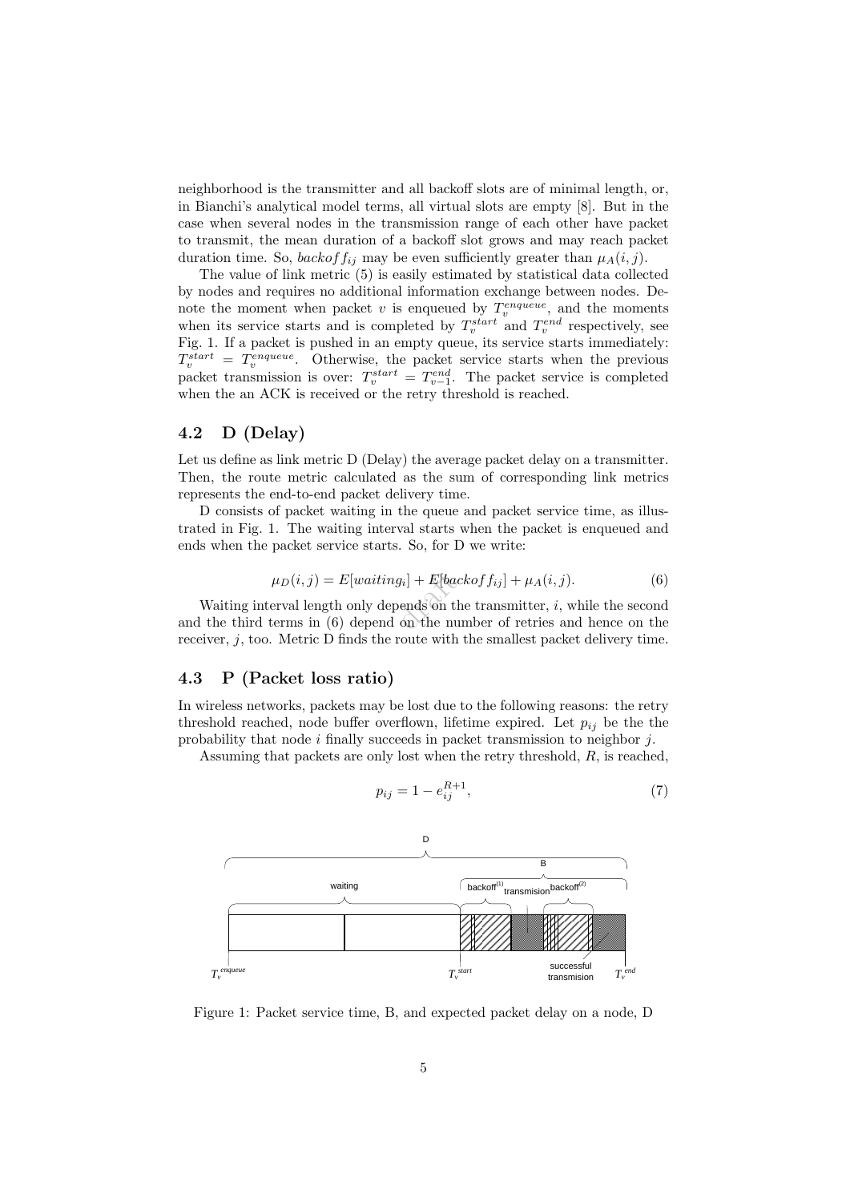neighborhood is the transmitter and all backoff slots are of minimal length, or, in Bianchi's analytical model terms, all virtual slots are empty [8]. But in the case when several nodes in the transmission range of each other have packet to transmit, the mean duration of a backoff slot grows and may reach packet duration time. So, $backoff_{ij}$ may be even sufficiently greater than $\mu_A(i,j)$.

The value of link metric (5) is easily estimated by statistical data collected by nodes and requires no additional information exchange between nodes. Denote the moment when packet $v$ is enqueued by $T_v^{enqueue}$, and the moments when its service starts and is completed by $T_v^{start}$ and $T_v^{end}$ respectively, see Fig. 1. If a packet is pushed in an empty queue, its service starts immediately: $T_v^{start} = T_v^{enqueue}$. Otherwise, the packet service starts when the previous packet transmission is over: $T_v^{start} = T_{v-1}^{end}$. The packet service is completed when the an ACK is received or the retry threshold is reached.

## 4.2 D (Delay)

Let us define as link metric D (Delay) the average packet delay on a transmitter. Then, the route metric calculated as the sum of corresponding link metrics represents the end-to-end packet delivery time.

D consists of packet waiting in the queue and packet service time, as illustrated in Fig. 1. The waiting interval starts when the packet is enqueued and ends when the packet service starts. So, for D we write:

$$\mu_D(i,j) = E[waiting_i] + E[backoff_{ij}] + \mu_A(i,j). \tag{6}$$

Waiting interval length only depends on the transmitter, $i$, while the second and the third terms in (6) depend on the number of retries and hence on the receiver, $j$, too. Metric D finds the route with the smallest packet delivery time.

## 4.3 P (Packet loss ratio)

In wireless networks, packets may be lost due to the following reasons: the retry threshold reached, node buffer overflown, lifetime expired. Let $p_{ij}$ be the the probability that node $i$ finally succeeds in packet transmission to neighbor $j$.

Assuming that packets are only lost when the retry threshold, $R$, is reached,

$$p_{ij} = 1 - e_{ij}^{R+1}, \tag{7}$$

Figure 1: Packet service time, B, and expected packet delay on a node, D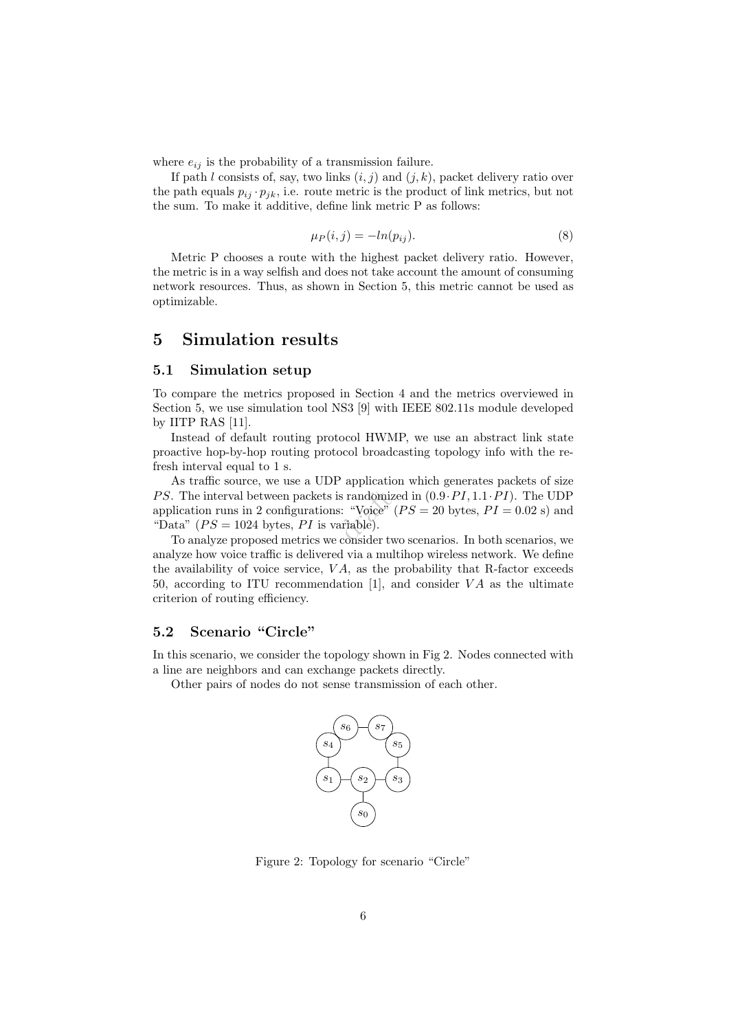where $e_{ij}$ is the probability of a transmission failure.

If path $l$ consists of, say, two links $(i, j)$ and $(j, k)$, packet delivery ratio over the path equals $p_{ij} \cdot p_{jk}$, i.e. route metric is the product of link metrics, but not the sum. To make it additive, define link metric P as follows:

$$\mu_P(i, j) = -ln(p_{ij}). \tag{8}$$

Metric P chooses a route with the highest packet delivery ratio. However, the metric is in a way selfish and does not take account the amount of consuming network resources. Thus, as shown in Section 5, this metric cannot be used as optimizable.

# 5 Simulation results

## 5.1 Simulation setup

To compare the metrics proposed in Section 4 and the metrics overviewed in Section 5, we use simulation tool NS3 [9] with IEEE 802.11s module developed by IITP RAS [11].

Instead of default routing protocol HWMP, we use an abstract link state proactive hop-by-hop routing protocol broadcasting topology info with the refresh interval equal to 1 s.

As traffic source, we use a UDP application which generates packets of size $PS$. The interval between packets is randomized in $(0.9 \cdot PI, 1.1 \cdot PI)$. The UDP application runs in 2 configurations: "Voice" ($PS = 20$ bytes, $PI = 0.02$ s) and "Data" ($PS = 1024$ bytes, $PI$ is variable).

To analyze proposed metrics we consider two scenarios. In both scenarios, we analyze how voice traffic is delivered via a multihop wireless network. We define the availability of voice service, $VA$, as the probability that R-factor exceeds 50, according to ITU recommendation [1], and consider $VA$ as the ultimate criterion of routing efficiency.

## 5.2 Scenario "Circle"

In this scenario, we consider the topology shown in Fig 2. Nodes connected with a line are neighbors and can exchange packets directly.

Other pairs of nodes do not sense transmission of each other.

Figure 2: Topology for scenario "Circle"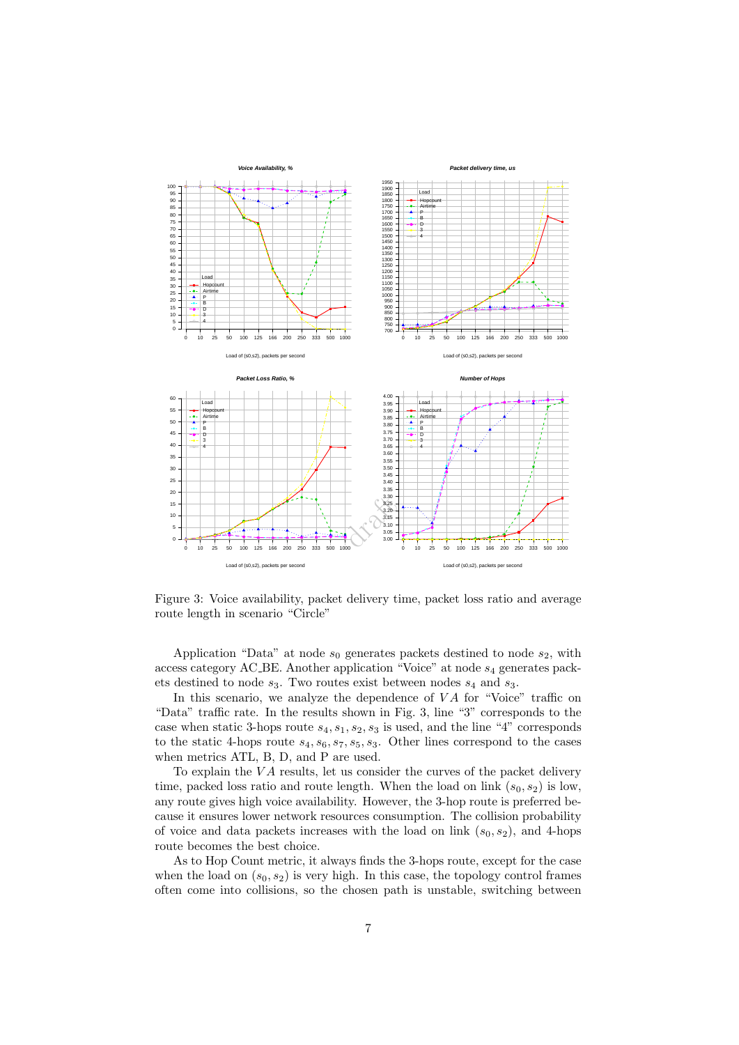Figure 3: Voice availability, packet delivery time, packet loss ratio and average route length in scenario "Circle"

Application "Data" at node $s_0$ generates packets destined to node $s_2$, with access category AC_BE. Another application "Voice" at node $s_4$ generates packets destined to node $s_3$. Two routes exist between nodes $s_4$ and $s_3$.

In this scenario, we analyze the dependence of $VA$ for "Voice" traffic on "Data" traffic rate. In the results shown in Fig. 3, line "3" corresponds to the case when static 3-hops route $s_4, s_1, s_2, s_3$ is used, and the line "4" corresponds to the static 4-hops route $s_4, s_6, s_7, s_5, s_3$. Other lines correspond to the cases when metrics ATL, B, D, and P are used.

To explain the $VA$ results, let us consider the curves of the packet delivery time, packed loss ratio and route length. When the load on link $(s_0, s_2)$ is low, any route gives high voice availability. However, the 3-hop route is preferred because it ensures lower network resources consumption. The collision probability of voice and data packets increases with the load on link $(s_0, s_2)$, and 4-hops route becomes the best choice.

As to Hop Count metric, it always finds the 3-hops route, except for the case when the load on $(s_0, s_2)$ is very high. In this case, the topology control frames often come into collisions, so the chosen path is unstable, switching between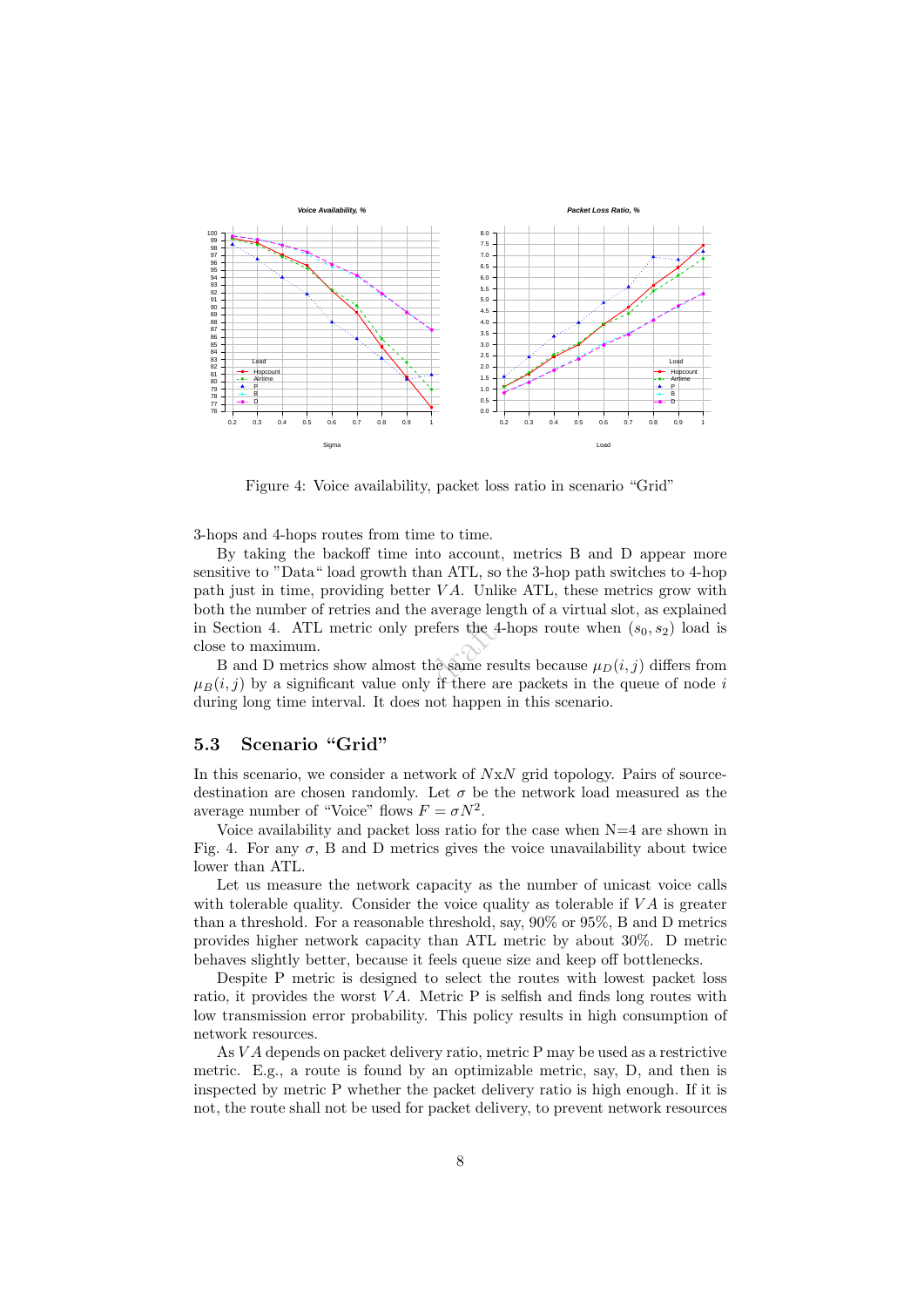Figure 4: Voice availability, packet loss ratio in scenario "Grid"

3-hops and 4-hops routes from time to time.

By taking the backoff time into account, metrics B and D appear more sensitive to "Data" load growth than ATL, so the 3-hop path switches to 4-hop path just in time, providing better $VA$. Unlike ATL, these metrics grow with both the number of retries and the average length of a virtual slot, as explained in Section 4. ATL metric only prefers the 4-hops route when $(s_0, s_2)$ load is close to maximum.

B and D metrics show almost the same results because $\mu_D(i, j)$ differs from $\mu_B(i, j)$ by a significant value only if there are packets in the queue of node $i$ during long time interval. It does not happen in this scenario.

## 5.3 Scenario "Grid"

In this scenario, we consider a network of $N$x$N$ grid topology. Pairs of source-destination are chosen randomly. Let $\sigma$ be the network load measured as the average number of "Voice" flows $F = \sigma N^2$.

Voice availability and packet loss ratio for the case when N=4 are shown in Fig. 4. For any $\sigma$, B and D metrics gives the voice unavailability about twice lower than ATL.

Let us measure the network capacity as the number of unicast voice calls with tolerable quality. Consider the voice quality as tolerable if $VA$ is greater than a threshold. For a reasonable threshold, say, 90% or 95%, B and D metrics provides higher network capacity than ATL metric by about 30%. D metric behaves slightly better, because it feels queue size and keep off bottlenecks.

Despite P metric is designed to select the routes with lowest packet loss ratio, it provides the worst $VA$. Metric P is selfish and finds long routes with low transmission error probability. This policy results in high consumption of network resources.

As $VA$ depends on packet delivery ratio, metric P may be used as a restrictive metric. E.g., a route is found by an optimizable metric, say, D, and then is inspected by metric P whether the packet delivery ratio is high enough. If it is not, the route shall not be used for packet delivery, to prevent network resources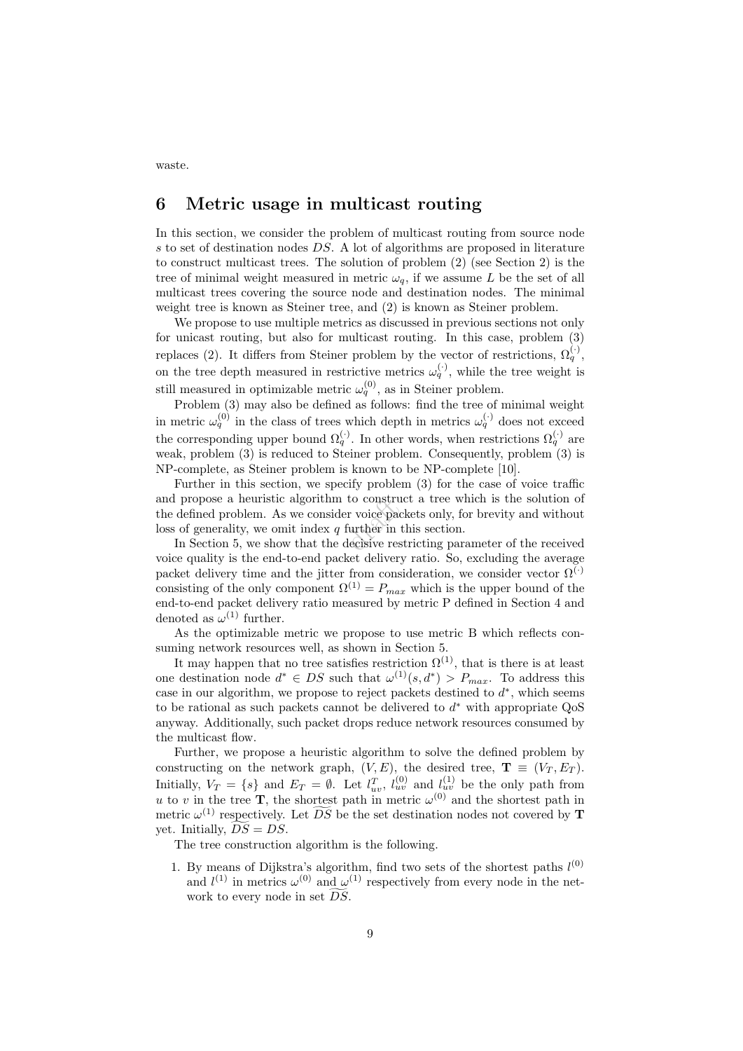waste.

## 6 Metric usage in multicast routing

In this section, we consider the problem of multicast routing from source node $s$ to set of destination nodes $DS$. A lot of algorithms are proposed in literature to construct multicast trees. The solution of problem (2) (see Section 2) is the tree of minimal weight measured in metric $\omega_q$, if we assume $L$ be the set of all multicast trees covering the source node and destination nodes. The minimal weight tree is known as Steiner tree, and (2) is known as Steiner problem.

We propose to use multiple metrics as discussed in previous sections not only for unicast routing, but also for multicast routing. In this case, problem (3) replaces (2). It differs from Steiner problem by the vector of restrictions, $\Omega_q^{(\cdot)}$, on the tree depth measured in restrictive metrics $\omega_q^{(\cdot)}$, while the tree weight is still measured in optimizable metric $\omega_q^{(0)}$, as in Steiner problem.

Problem (3) may also be defined as follows: find the tree of minimal weight in metric $\omega_q^{(0)}$ in the class of trees which depth in metrics $\omega_q^{(\cdot)}$ does not exceed the corresponding upper bound $\Omega_q^{(\cdot)}$. In other words, when restrictions $\Omega_q^{(\cdot)}$ are weak, problem (3) is reduced to Steiner problem. Consequently, problem (3) is NP-complete, as Steiner problem is known to be NP-complete [10].

Further in this section, we specify problem (3) for the case of voice traffic and propose a heuristic algorithm to construct a tree which is the solution of the defined problem. As we consider voice packets only, for brevity and without loss of generality, we omit index $q$ further in this section.

In Section 5, we show that the decisive restricting parameter of the received voice quality is the end-to-end packet delivery ratio. So, excluding the average packet delivery time and the jitter from consideration, we consider vector $\Omega^{(\cdot)}$ consisting of the only component $\Omega^{(1)} = P_{max}$ which is the upper bound of the end-to-end packet delivery ratio measured by metric P defined in Section 4 and denoted as $\omega^{(1)}$ further.

As the optimizable metric we propose to use metric B which reflects consuming network resources well, as shown in Section 5.

It may happen that no tree satisfies restriction $\Omega^{(1)}$, that is there is at least one destination node $d^* \in DS$ such that $\omega^{(1)}(s, d^*) > P_{max}$. To address this case in our algorithm, we propose to reject packets destined to $d^*$, which seems to be rational as such packets cannot be delivered to $d^*$ with appropriate QoS anyway. Additionally, such packet drops reduce network resources consumed by the multicast flow.

Further, we propose a heuristic algorithm to solve the defined problem by constructing on the network graph, $(V, E)$, the desired tree, $\mathbf{T} \equiv (V_T, E_T)$. Initially, $V_T = \{s\}$ and $E_T = \emptyset$. Let $l_{uv}^T$, $l_{uv}^{(0)}$ and $l_{uv}^{(1)}$ be the only path from $u$ to $v$ in the tree $\mathbf{T}$, the shortest path in metric $\omega^{(0)}$ and the shortest path in metric $\omega^{(1)}$ respectively. Let $\widetilde{DS}$ be the set destination nodes not covered by $\mathbf{T}$ yet. Initially, $\widetilde{DS} = DS$.

The tree construction algorithm is the following.

1. By means of Dijkstra's algorithm, find two sets of the shortest paths $l^{(0)}$ and $l^{(1)}$ in metrics $\omega^{(0)}$ and $\omega^{(1)}$ respectively from every node in the network to every node in set $\widetilde{DS}$.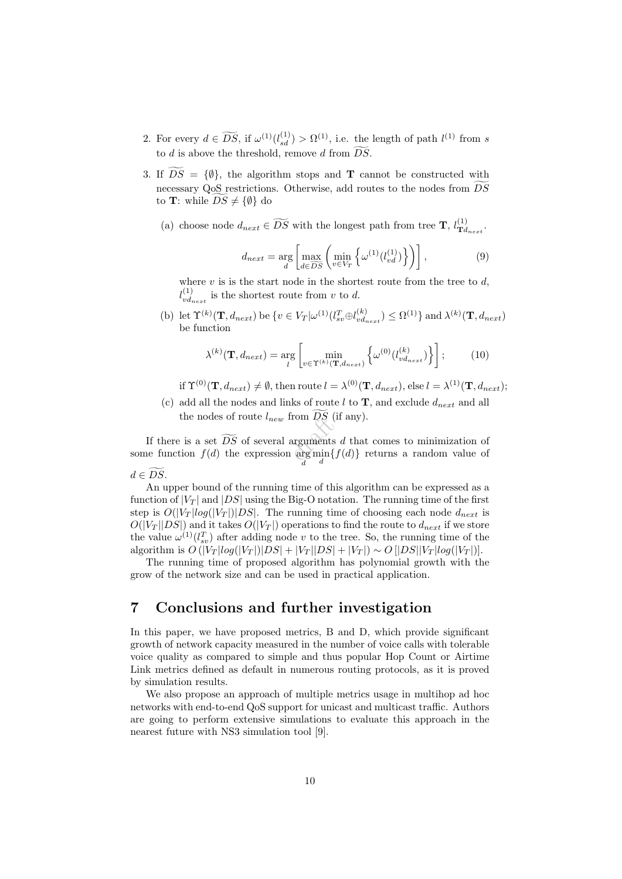2. For every $d \in \widetilde{DS}$, if $\omega^{(1)}(l^{(1)}_{sd}) > \Omega^{(1)}$, i.e. the length of path $l^{(1)}$ from $s$ to $d$ is above the threshold, remove $d$ from $\widetilde{DS}$.
3. If $\widetilde{DS} = \{\emptyset\}$, the algorithm stops and $\mathbf{T}$ cannot be constructed with necessary QoS restrictions. Otherwise, add routes to the nodes from $\widetilde{DS}$ to $\mathbf{T}$: while $\widetilde{DS} \neq \{\emptyset\}$ do
   (a) choose node $d_{next} \in \widetilde{DS}$ with the longest path from tree $\mathbf{T}$, $l^{(1)}_{\mathbf{T}d_{next}}$.
   $$d_{next} = \arg_d \left[ \max_{d \in \widetilde{DS}} \left( \min_{v \in V_T} \left\{ \omega^{(1)}(l^{(1)}_{vd}) \right\} \right) \right], \tag{9}$$
   where $v$ is is the start node in the shortest route from the tree to $d$, $l^{(1)}_{vd_{next}}$ is the shortest route from $v$ to $d$.
   (b) let $\Upsilon^{(k)}(\mathbf{T}, d_{next})$ be $\{v \in V_T | \omega^{(1)}(l^T_{sv} \oplus l^{(k)}_{vd_{next}}) \leq \Omega^{(1)}\}$ and $\lambda^{(k)}(\mathbf{T}, d_{next})$ be function
   $$\lambda^{(k)}(\mathbf{T}, d_{next}) = \arg_l \left[ \min_{v \in \Upsilon^{(k)}(\mathbf{T}, d_{next})} \left\{ \omega^{(0)}(l^{(k)}_{vd_{next}}) \right\} \right]; \tag{10}$$
   if $\Upsilon^{(0)}(\mathbf{T}, d_{next}) \neq \emptyset$, then route $l = \lambda^{(0)}(\mathbf{T}, d_{next})$, else $l = \lambda^{(1)}(\mathbf{T}, d_{next})$;
   (c) add all the nodes and links of route $l$ to $\mathbf{T}$, and exclude $d_{next}$ and all the nodes of route $l_{new}$ from $\widetilde{DS}$ (if any).

If there is a set $\widetilde{DS}$ of several arguments $d$ that comes to minimization of some function $f(d)$ the expression $\arg_d \min_d \{f(d)\}$ returns a random value of $d \in \widetilde{DS}$.

An upper bound of the running time of this algorithm can be expressed as a function of $|V_T|$ and $|DS|$ using the Big-O notation. The running time of the first step is $O(|V_T| log(|V_T|)|DS|$. The running time of choosing each node $d_{next}$ is $O(|V_T||DS|)$ and it takes $O(|V_T|)$ operations to find the route to $d_{next}$ if we store the value $\omega^{(1)}(l^T_{sv})$ after adding node $v$ to the tree. So, the running time of the algorithm is $O\left(|V_T| log(|V_T|)|DS| + |V_T||DS| + |V_T|\right) \sim O\left[|DS||V_T| log(|V_T|)\right]$.

The running time of proposed algorithm has polynomial growth with the grow of the network size and can be used in practical application.

# 7 Conclusions and further investigation

In this paper, we have proposed metrics, B and D, which provide significant growth of network capacity measured in the number of voice calls with tolerable voice quality as compared to simple and thus popular Hop Count or Airtime Link metrics defined as default in numerous routing protocols, as it is proved by simulation results.

We also propose an approach of multiple metrics usage in multihop ad hoc networks with end-to-end QoS support for unicast and multicast traffic. Authors are going to perform extensive simulations to evaluate this approach in the nearest future with NS3 simulation tool [9].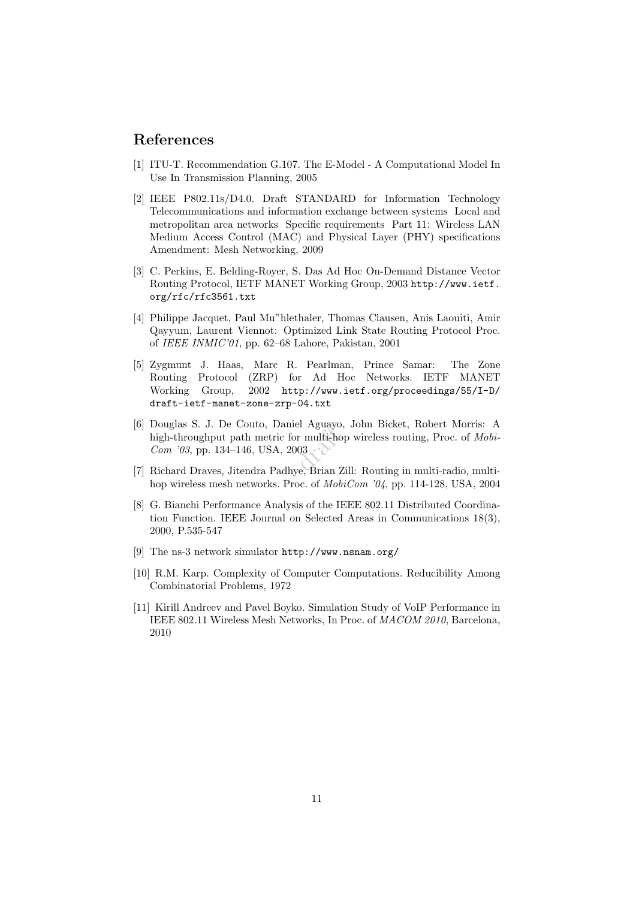## References

[1] ITU-T. Recommendation G.107. The E-Model - A Computational Model In Use In Transmission Planning, 2005

[2] IEEE P802.11s/D4.0. Draft STANDARD for Information Technology Telecommunications and information exchange between systems Local and metropolitan area networks Specific requirements Part 11: Wireless LAN Medium Access Control (MAC) and Physical Layer (PHY) specifications Amendment: Mesh Networking, 2009

[3] C. Perkins, E. Belding-Royer, S. Das Ad Hoc On-Demand Distance Vector Routing Protocol, IETF MANET Working Group, 2003 `http://www.ietf.org/rfc/rfc3561.txt`

[4] Philippe Jacquet, Paul Mu"hlethaler, Thomas Clausen, Anis Laouiti, Amir Qayyum, Laurent Viennot: Optimized Link State Routing Protocol Proc. of *IEEE INMIC'01*, pp. 62–68 Lahore, Pakistan, 2001

[5] Zygmunt J. Haas, Marc R. Pearlman, Prince Samar: The Zone Routing Protocol (ZRP) for Ad Hoc Networks. IETF MANET Working Group, 2002 `http://www.ietf.org/proceedings/55/I-D/draft-ietf-manet-zone-zrp-04.txt`

[6] Douglas S. J. De Couto, Daniel Aguayo, John Bicket, Robert Morris: A high-throughput path metric for multi-hop wireless routing, Proc. of *MobiCom '03*, pp. 134–146, USA, 2003

[7] Richard Draves, Jitendra Padhye, Brian Zill: Routing in multi-radio, multi-hop wireless mesh networks. Proc. of *MobiCom '04*, pp. 114-128, USA, 2004

[8] G. Bianchi Performance Analysis of the IEEE 802.11 Distributed Coordination Function. IEEE Journal on Selected Areas in Communications 18(3), 2000, P.535-547

[9] The ns-3 network simulator `http://www.nsnam.org/`

[10] R.M. Karp. Complexity of Computer Computations. Reducibility Among Combinatorial Problems, 1972

[11] Kirill Andreev and Pavel Boyko. Simulation Study of VoIP Performance in IEEE 802.11 Wireless Mesh Networks, In Proc. of *MACOM 2010*, Barcelona, 2010